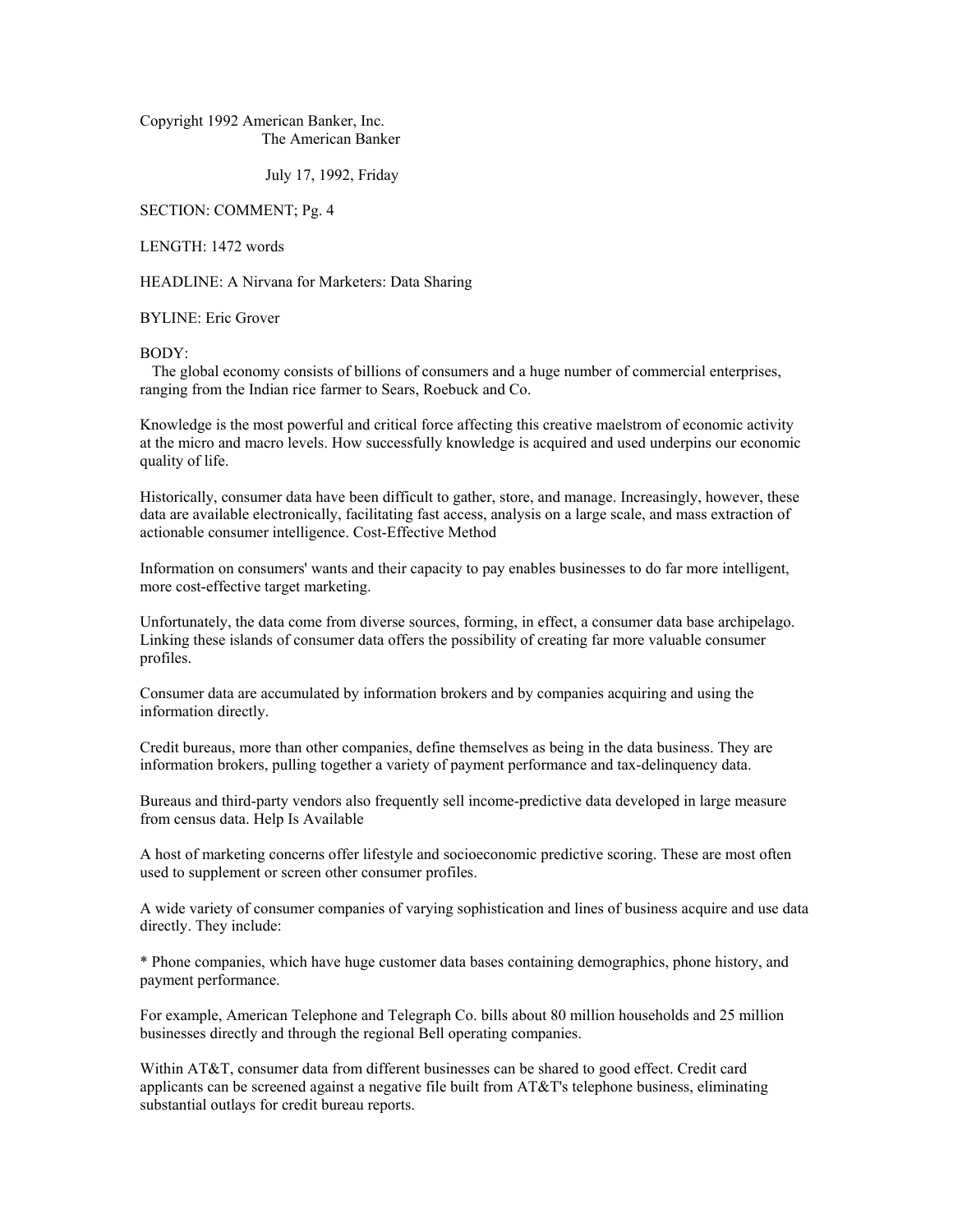Copyright 1992 American Banker, Inc.
The American Banker

July 17, 1992, Friday

SECTION: COMMENT; Pg. 4

LENGTH: 1472 words

HEADLINE: A Nirvana for Marketers: Data Sharing

BYLINE: Eric Grover

BODY:

The global economy consists of billions of consumers and a huge number of commercial enterprises, ranging from the Indian rice farmer to Sears, Roebuck and Co.

Knowledge is the most powerful and critical force affecting this creative maelstrom of economic activity at the micro and macro levels. How successfully knowledge is acquired and used underpins our economic quality of life.

Historically, consumer data have been difficult to gather, store, and manage. Increasingly, however, these data are available electronically, facilitating fast access, analysis on a large scale, and mass extraction of actionable consumer intelligence. Cost-Effective Method

Information on consumers' wants and their capacity to pay enables businesses to do far more intelligent, more cost-effective target marketing.

Unfortunately, the data come from diverse sources, forming, in effect, a consumer data base archipelago. Linking these islands of consumer data offers the possibility of creating far more valuable consumer profiles.

Consumer data are accumulated by information brokers and by companies acquiring and using the information directly.

Credit bureaus, more than other companies, define themselves as being in the data business. They are information brokers, pulling together a variety of payment performance and tax-delinquency data.

Bureaus and third-party vendors also frequently sell income-predictive data developed in large measure from census data. Help Is Available

A host of marketing concerns offer lifestyle and socioeconomic predictive scoring. These are most often used to supplement or screen other consumer profiles.

A wide variety of consumer companies of varying sophistication and lines of business acquire and use data directly. They include:

* Phone companies, which have huge customer data bases containing demographics, phone history, and payment performance.

For example, American Telephone and Telegraph Co. bills about 80 million households and 25 million businesses directly and through the regional Bell operating companies.

Within AT&T, consumer data from different businesses can be shared to good effect. Credit card applicants can be screened against a negative file built from AT&T's telephone business, eliminating substantial outlays for credit bureau reports.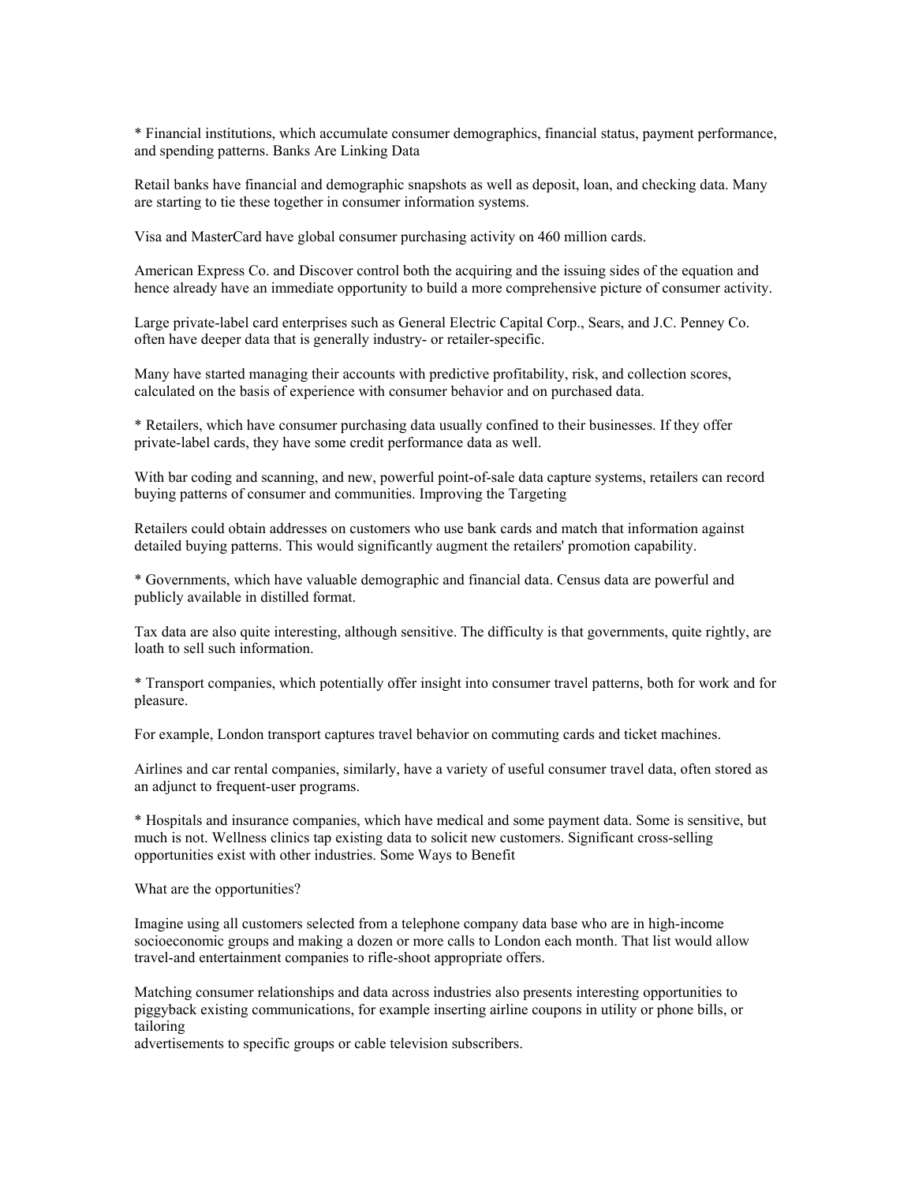* Financial institutions, which accumulate consumer demographics, financial status, payment performance, and spending patterns. Banks Are Linking Data

Retail banks have financial and demographic snapshots as well as deposit, loan, and checking data. Many are starting to tie these together in consumer information systems.

Visa and MasterCard have global consumer purchasing activity on 460 million cards.

American Express Co. and Discover control both the acquiring and the issuing sides of the equation and hence already have an immediate opportunity to build a more comprehensive picture of consumer activity.

Large private-label card enterprises such as General Electric Capital Corp., Sears, and J.C. Penney Co. often have deeper data that is generally industry- or retailer-specific.

Many have started managing their accounts with predictive profitability, risk, and collection scores, calculated on the basis of experience with consumer behavior and on purchased data.

* Retailers, which have consumer purchasing data usually confined to their businesses. If they offer private-label cards, they have some credit performance data as well.

With bar coding and scanning, and new, powerful point-of-sale data capture systems, retailers can record buying patterns of consumer and communities. Improving the Targeting

Retailers could obtain addresses on customers who use bank cards and match that information against detailed buying patterns. This would significantly augment the retailers' promotion capability.

* Governments, which have valuable demographic and financial data. Census data are powerful and publicly available in distilled format.

Tax data are also quite interesting, although sensitive. The difficulty is that governments, quite rightly, are loath to sell such information.

* Transport companies, which potentially offer insight into consumer travel patterns, both for work and for pleasure.

For example, London transport captures travel behavior on commuting cards and ticket machines.

Airlines and car rental companies, similarly, have a variety of useful consumer travel data, often stored as an adjunct to frequent-user programs.

* Hospitals and insurance companies, which have medical and some payment data. Some is sensitive, but much is not. Wellness clinics tap existing data to solicit new customers. Significant cross-selling opportunities exist with other industries. Some Ways to Benefit

What are the opportunities?

Imagine using all customers selected from a telephone company data base who are in high-income socioeconomic groups and making a dozen or more calls to London each month. That list would allow travel-and entertainment companies to rifle-shoot appropriate offers.

Matching consumer relationships and data across industries also presents interesting opportunities to piggyback existing communications, for example inserting airline coupons in utility or phone bills, or tailoring advertisements to specific groups or cable television subscribers.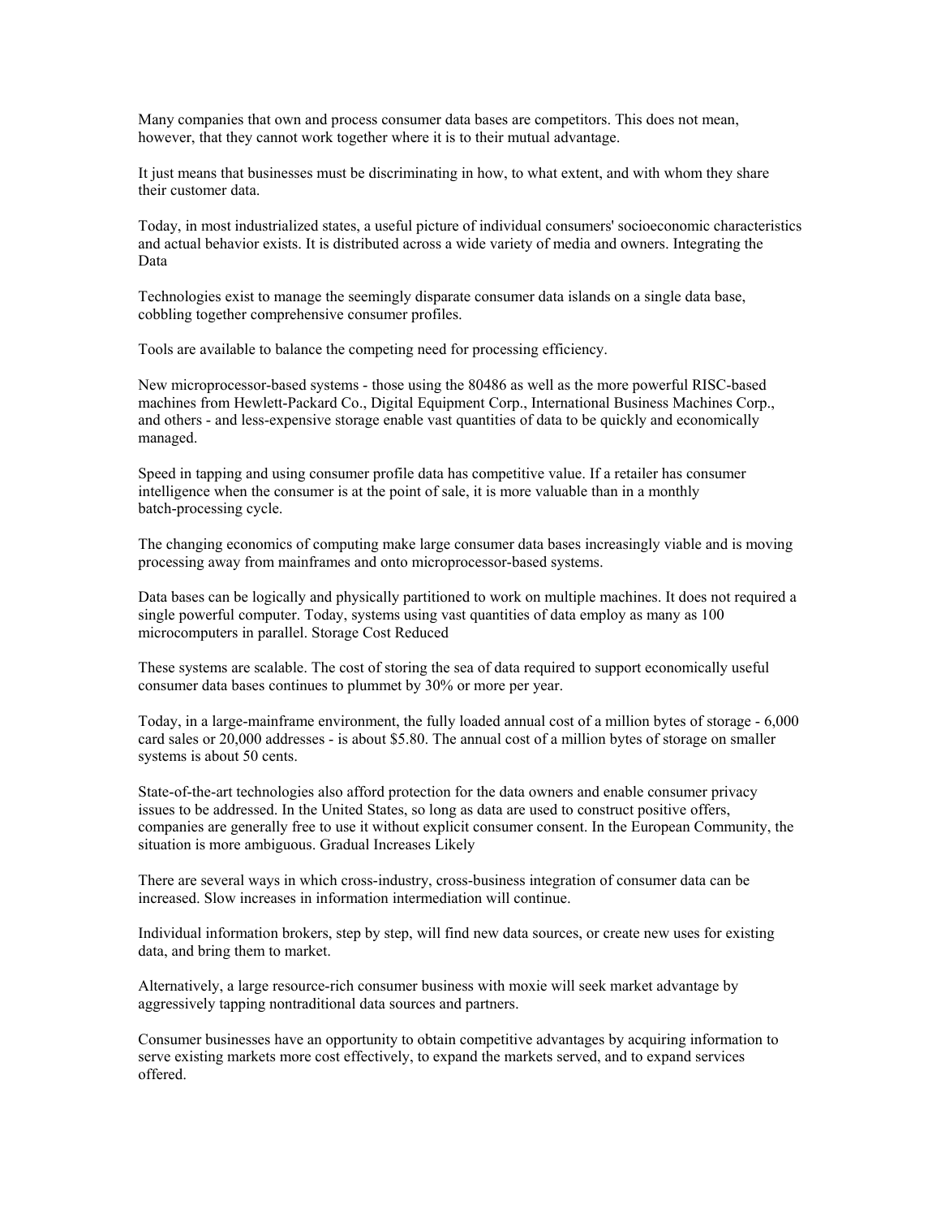Many companies that own and process consumer data bases are competitors. This does not mean, however, that they cannot work together where it is to their mutual advantage.

It just means that businesses must be discriminating in how, to what extent, and with whom they share their customer data.

Today, in most industrialized states, a useful picture of individual consumers' socioeconomic characteristics and actual behavior exists. It is distributed across a wide variety of media and owners. Integrating the Data

Technologies exist to manage the seemingly disparate consumer data islands on a single data base, cobbling together comprehensive consumer profiles.

Tools are available to balance the competing need for processing efficiency.

New microprocessor-based systems - those using the 80486 as well as the more powerful RISC-based machines from Hewlett-Packard Co., Digital Equipment Corp., International Business Machines Corp., and others - and less-expensive storage enable vast quantities of data to be quickly and economically managed.

Speed in tapping and using consumer profile data has competitive value. If a retailer has consumer intelligence when the consumer is at the point of sale, it is more valuable than in a monthly batch-processing cycle.

The changing economics of computing make large consumer data bases increasingly viable and is moving processing away from mainframes and onto microprocessor-based systems.

Data bases can be logically and physically partitioned to work on multiple machines. It does not required a single powerful computer. Today, systems using vast quantities of data employ as many as 100 microcomputers in parallel. Storage Cost Reduced

These systems are scalable. The cost of storing the sea of data required to support economically useful consumer data bases continues to plummet by 30% or more per year.

Today, in a large-mainframe environment, the fully loaded annual cost of a million bytes of storage - 6,000 card sales or 20,000 addresses - is about $5.80. The annual cost of a million bytes of storage on smaller systems is about 50 cents.

State-of-the-art technologies also afford protection for the data owners and enable consumer privacy issues to be addressed. In the United States, so long as data are used to construct positive offers, companies are generally free to use it without explicit consumer consent. In the European Community, the situation is more ambiguous. Gradual Increases Likely

There are several ways in which cross-industry, cross-business integration of consumer data can be increased. Slow increases in information intermediation will continue.

Individual information brokers, step by step, will find new data sources, or create new uses for existing data, and bring them to market.

Alternatively, a large resource-rich consumer business with moxie will seek market advantage by aggressively tapping nontraditional data sources and partners.

Consumer businesses have an opportunity to obtain competitive advantages by acquiring information to serve existing markets more cost effectively, to expand the markets served, and to expand services offered.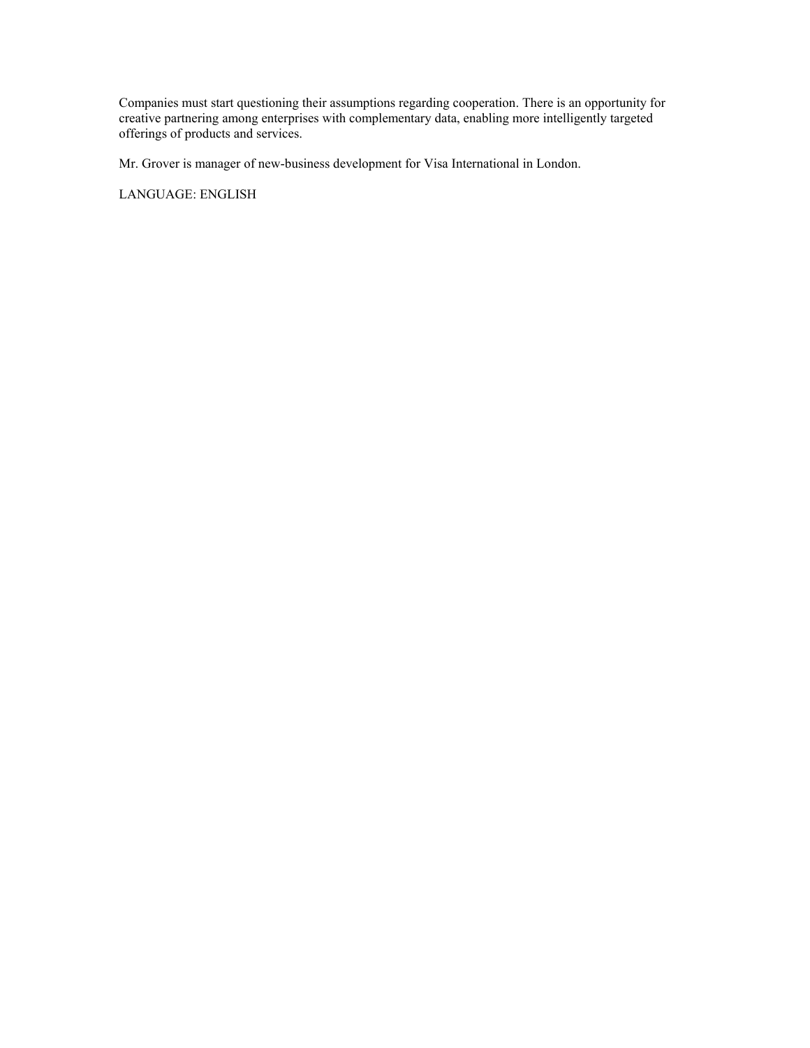Companies must start questioning their assumptions regarding cooperation. There is an opportunity for creative partnering among enterprises with complementary data, enabling more intelligently targeted offerings of products and services.

Mr. Grover is manager of new-business development for Visa International in London.

LANGUAGE: ENGLISH